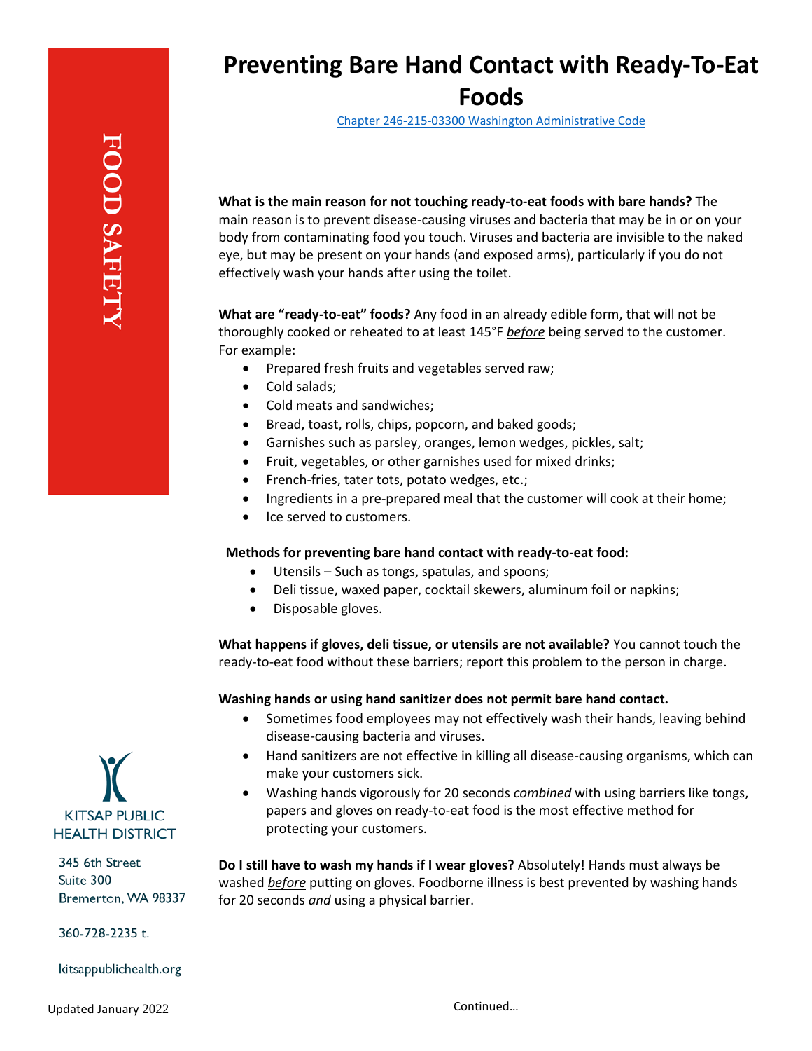FOOD SAFETY

# Preventing Bare Hand Contact with Ready-To-Eat Foods

[Chapter 246-215-03300 Washington Administrative Code]

**What is the main reason for not touching ready-to-eat foods with bare hands?** The main reason is to prevent disease-causing viruses and bacteria that may be in or on your body from contaminating food you touch. Viruses and bacteria are invisible to the naked eye, but may be present on your hands (and exposed arms), particularly if you do not effectively wash your hands after using the toilet.

**What are "ready-to-eat" foods?** Any food in an already edible form, that will not be thoroughly cooked or reheated to at least 145°F *before* being served to the customer. For example:

- Prepared fresh fruits and vegetables served raw;
- Cold salads;
- Cold meats and sandwiches;
- Bread, toast, rolls, chips, popcorn, and baked goods;
- Garnishes such as parsley, oranges, lemon wedges, pickles, salt;
- Fruit, vegetables, or other garnishes used for mixed drinks;
- French-fries, tater tots, potato wedges, etc.;
- Ingredients in a pre-prepared meal that the customer will cook at their home;
- Ice served to customers.

**Methods for preventing bare hand contact with ready-to-eat food:**

- Utensils – Such as tongs, spatulas, and spoons;
- Deli tissue, waxed paper, cocktail skewers, aluminum foil or napkins;
- Disposable gloves.

**What happens if gloves, deli tissue, or utensils are not available?** You cannot touch the ready-to-eat food without these barriers; report this problem to the person in charge.

**Washing hands or using hand sanitizer does not permit bare hand contact.**

- Sometimes food employees may not effectively wash their hands, leaving behind disease-causing bacteria and viruses.
- Hand sanitizers are not effective in killing all disease-causing organisms, which can make your customers sick.
- Washing hands vigorously for 20 seconds *combined* with using barriers like tongs, papers and gloves on ready-to-eat food is the most effective method for protecting your customers.

**Do I still have to wash my hands if I wear gloves?** Absolutely! Hands must always be washed *before* putting on gloves. Foodborne illness is best prevented by washing hands for 20 seconds *and* using a physical barrier.

KITSAP PUBLIC HEALTH DISTRICT

345 6th Street
Suite 300
Bremerton, WA 98337

360-728-2235 t.

kitsappublichealth.org

Updated January 2022

Continued…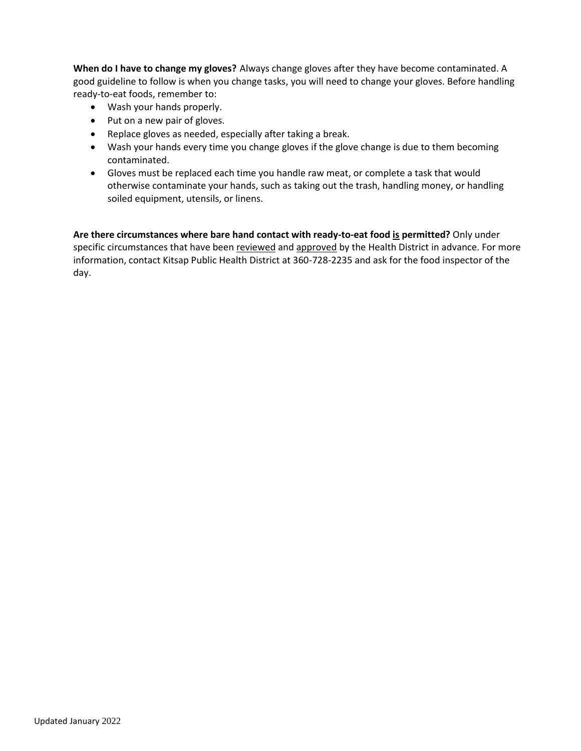**When do I have to change my gloves?** Always change gloves after they have become contaminated. A good guideline to follow is when you change tasks, you will need to change your gloves. Before handling ready-to-eat foods, remember to:

- Wash your hands properly.
- Put on a new pair of gloves.
- Replace gloves as needed, especially after taking a break.
- Wash your hands every time you change gloves if the glove change is due to them becoming contaminated.
- Gloves must be replaced each time you handle raw meat, or complete a task that would otherwise contaminate your hands, such as taking out the trash, handling money, or handling soiled equipment, utensils, or linens.

**Are there circumstances where bare hand contact with ready-to-eat food <u>is</u> permitted?** Only under specific circumstances that have been <u>reviewed</u> and <u>approved</u> by the Health District in advance. For more information, contact Kitsap Public Health District at 360-728-2235 and ask for the food inspector of the day.

Updated January 2022